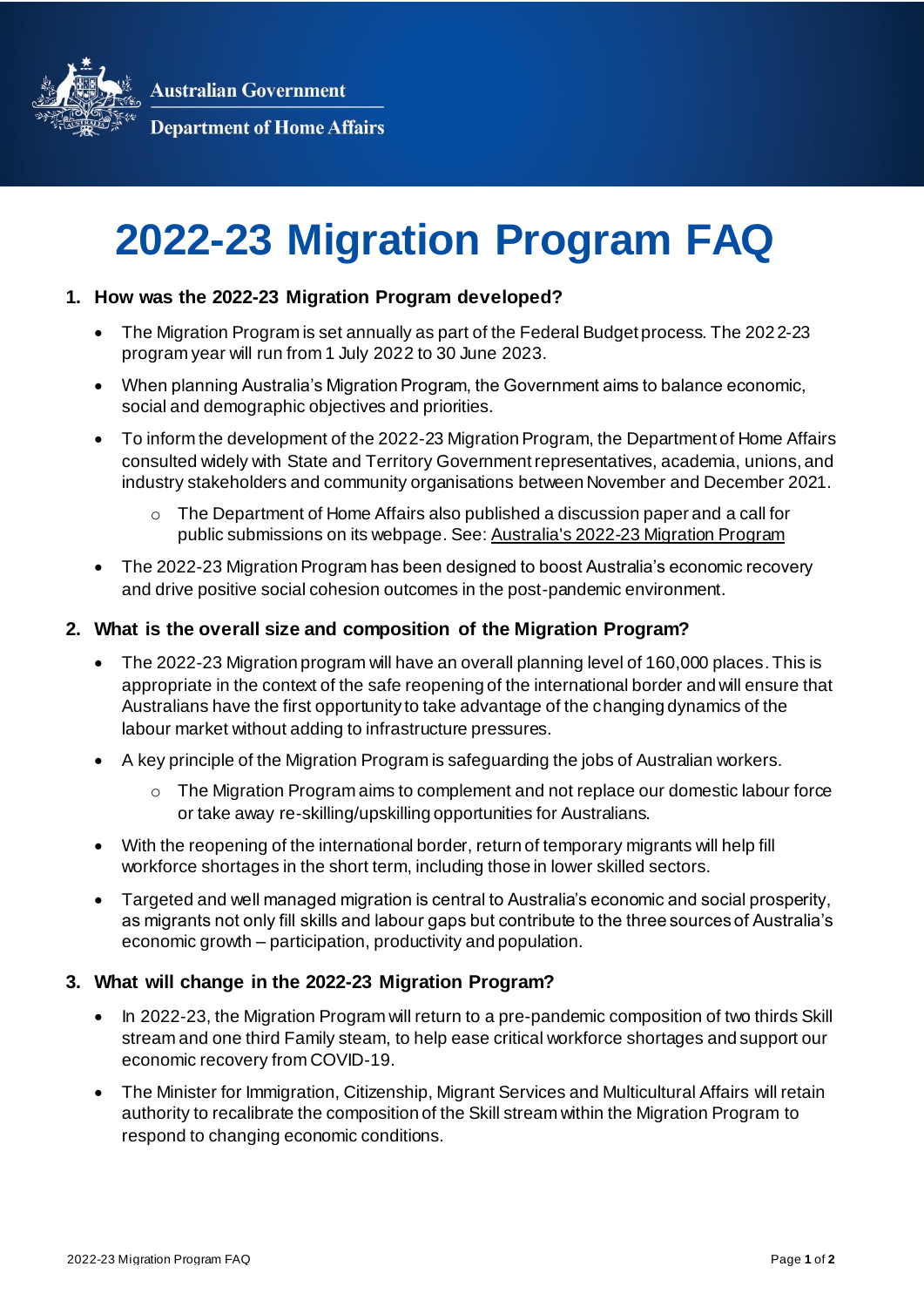Australian Government

Department of Home Affairs

# 2022-23 Migration Program FAQ

## 1. How was the 2022-23 Migration Program developed?

- The Migration Program is set annually as part of the Federal Budget process. The 2022-23 program year will run from 1 July 2022 to 30 June 2023.
- When planning Australia's Migration Program, the Government aims to balance economic, social and demographic objectives and priorities.
- To inform the development of the 2022-23 Migration Program, the Department of Home Affairs consulted widely with State and Territory Government representatives, academia, unions, and industry stakeholders and community organisations between November and December 2021.
  - The Department of Home Affairs also published a discussion paper and a call for public submissions on its webpage. See: Australia's 2022-23 Migration Program
- The 2022-23 Migration Program has been designed to boost Australia's economic recovery and drive positive social cohesion outcomes in the post-pandemic environment.

## 2. What is the overall size and composition of the Migration Program?

- The 2022-23 Migration program will have an overall planning level of 160,000 places. This is appropriate in the context of the safe reopening of the international border and will ensure that Australians have the first opportunity to take advantage of the changing dynamics of the labour market without adding to infrastructure pressures.
- A key principle of the Migration Program is safeguarding the jobs of Australian workers.
  - The Migration Program aims to complement and not replace our domestic labour force or take away re-skilling/upskilling opportunities for Australians.
- With the reopening of the international border, return of temporary migrants will help fill workforce shortages in the short term, including those in lower skilled sectors.
- Targeted and well managed migration is central to Australia's economic and social prosperity, as migrants not only fill skills and labour gaps but contribute to the three sources of Australia's economic growth – participation, productivity and population.

## 3. What will change in the 2022-23 Migration Program?

- In 2022-23, the Migration Program will return to a pre-pandemic composition of two thirds Skill stream and one third Family steam, to help ease critical workforce shortages and support our economic recovery from COVID-19.
- The Minister for Immigration, Citizenship, Migrant Services and Multicultural Affairs will retain authority to recalibrate the composition of the Skill stream within the Migration Program to respond to changing economic conditions.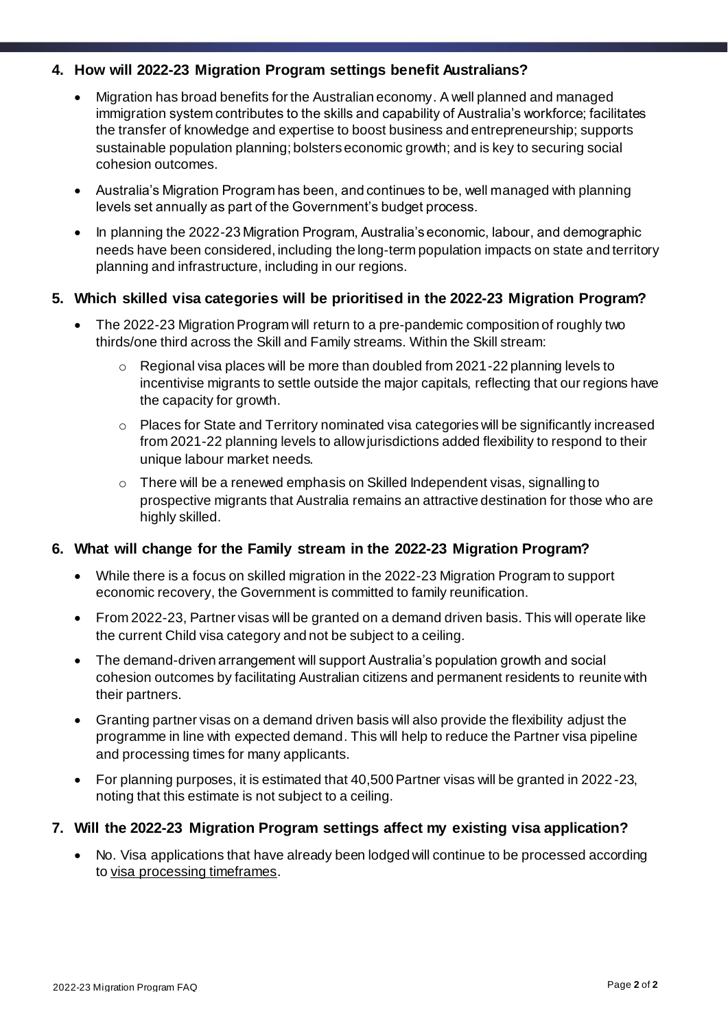## 4. How will 2022-23 Migration Program settings benefit Australians?

- Migration has broad benefits for the Australian economy. A well planned and managed immigration system contributes to the skills and capability of Australia's workforce; facilitates the transfer of knowledge and expertise to boost business and entrepreneurship; supports sustainable population planning; bolsters economic growth; and is key to securing social cohesion outcomes.
- Australia's Migration Program has been, and continues to be, well managed with planning levels set annually as part of the Government's budget process.
- In planning the 2022-23 Migration Program, Australia's economic, labour, and demographic needs have been considered, including the long-term population impacts on state and territory planning and infrastructure, including in our regions.

## 5. Which skilled visa categories will be prioritised in the 2022-23 Migration Program?

- The 2022-23 Migration Program will return to a pre-pandemic composition of roughly two thirds/one third across the Skill and Family streams. Within the Skill stream:
  - Regional visa places will be more than doubled from 2021-22 planning levels to incentivise migrants to settle outside the major capitals, reflecting that our regions have the capacity for growth.
  - Places for State and Territory nominated visa categories will be significantly increased from 2021-22 planning levels to allow jurisdictions added flexibility to respond to their unique labour market needs.
  - There will be a renewed emphasis on Skilled Independent visas, signalling to prospective migrants that Australia remains an attractive destination for those who are highly skilled.

## 6. What will change for the Family stream in the 2022-23 Migration Program?

- While there is a focus on skilled migration in the 2022-23 Migration Program to support economic recovery, the Government is committed to family reunification.
- From 2022-23, Partner visas will be granted on a demand driven basis. This will operate like the current Child visa category and not be subject to a ceiling.
- The demand-driven arrangement will support Australia's population growth and social cohesion outcomes by facilitating Australian citizens and permanent residents to reunite with their partners.
- Granting partner visas on a demand driven basis will also provide the flexibility adjust the programme in line with expected demand. This will help to reduce the Partner visa pipeline and processing times for many applicants.
- For planning purposes, it is estimated that 40,500 Partner visas will be granted in 2022-23, noting that this estimate is not subject to a ceiling.

## 7. Will the 2022-23 Migration Program settings affect my existing visa application?

- No. Visa applications that have already been lodged will continue to be processed according to visa processing timeframes.